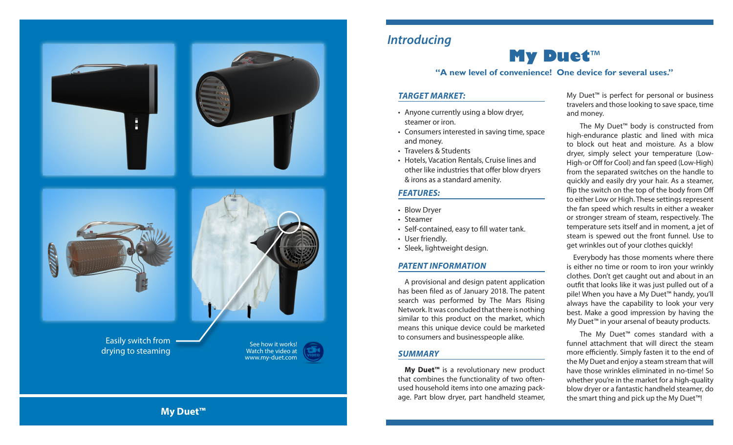Easily switch from drying to steaming

See how it works!
Watch the video at
www.my-duet.com

**My Duet™**

*Introducing*

# My Duet™

**"A new level of convenience! One device for several uses."**

## *TARGET MARKET:*

- Anyone currently using a blow dryer, steamer or iron.
- Consumers interested in saving time, space and money.
- Travelers & Students
- Hotels, Vacation Rentals, Cruise lines and other like industries that offer blow dryers & irons as a standard amenity.

## *FEATURES:*

- Blow Dryer
- Steamer
- Self-contained, easy to fill water tank.
- User friendly.
- Sleek, lightweight design.

## *PATENT INFORMATION*

A provisional and design patent application has been filed as of January 2018. The patent search was performed by The Mars Rising Network. It was concluded that there is nothing similar to this product on the market, which means this unique device could be marketed to consumers and businesspeople alike.

## *SUMMARY*

**My Duet™** is a revolutionary new product that combines the functionality of two often-used household items into one amazing package. Part blow dryer, part handheld steamer, My Duet™ is perfect for personal or business travelers and those looking to save space, time and money.

The My Duet™ body is constructed from high-endurance plastic and lined with mica to block out heat and moisture. As a blow dryer, simply select your temperature (Low-High-or Off for Cool) and fan speed (Low-High) from the separated switches on the handle to quickly and easily dry your hair. As a steamer, flip the switch on the top of the body from Off to either Low or High. These settings represent the fan speed which results in either a weaker or stronger stream of steam, respectively. The temperature sets itself and in moment, a jet of steam is spewed out the front funnel. Use to get wrinkles out of your clothes quickly!

Everybody has those moments where there is either no time or room to iron your wrinkly clothes. Don't get caught out and about in an outfit that looks like it was just pulled out of a pile! When you have a My Duet™ handy, you'll always have the capability to look your very best. Make a good impression by having the My Duet™ in your arsenal of beauty products.

The My Duet™ comes standard with a funnel attachment that will direct the steam more efficiently. Simply fasten it to the end of the My Duet and enjoy a steam stream that will have those wrinkles eliminated in no-time! So whether you're in the market for a high-quality blow dryer or a fantastic handheld steamer, do the smart thing and pick up the My Duet™!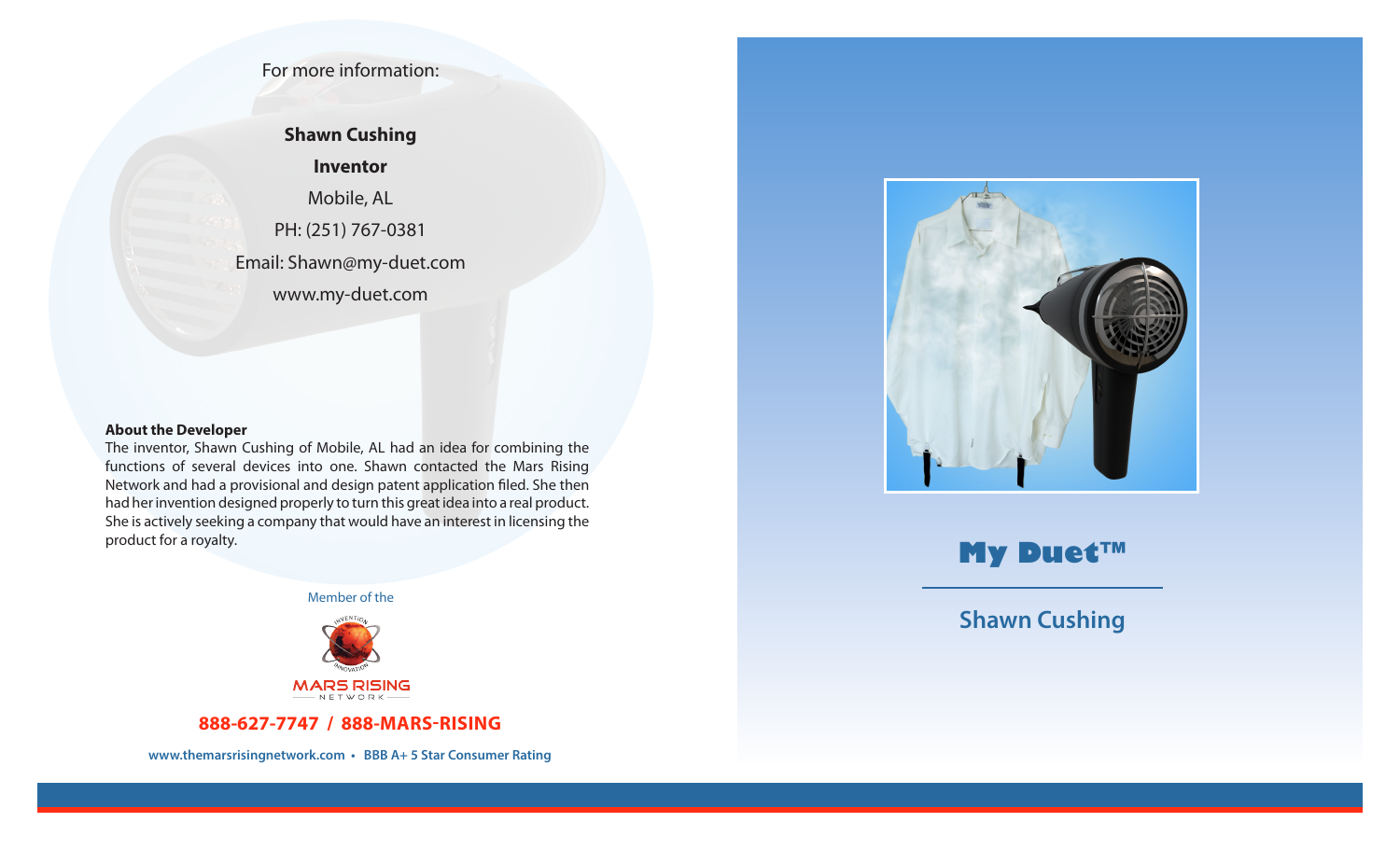For more information:

**Shawn Cushing**

**Inventor**

Mobile, AL

PH: (251) 767-0381

Email: Shawn@my-duet.com

www.my-duet.com

**About the Developer**

The inventor, Shawn Cushing of Mobile, AL had an idea for combining the functions of several devices into one. Shawn contacted the Mars Rising Network and had a provisional and design patent application filed. She then had her invention designed properly to turn this great idea into a real product. She is actively seeking a company that would have an interest in licensing the product for a royalty.

Member of the

MARS RISING NETWORK

**888-627-7747 / 888-MARS-RISING**

**www.themarsrisingnetwork.com • BBB A+ 5 Star Consumer Rating**

# My Duet™

## Shawn Cushing